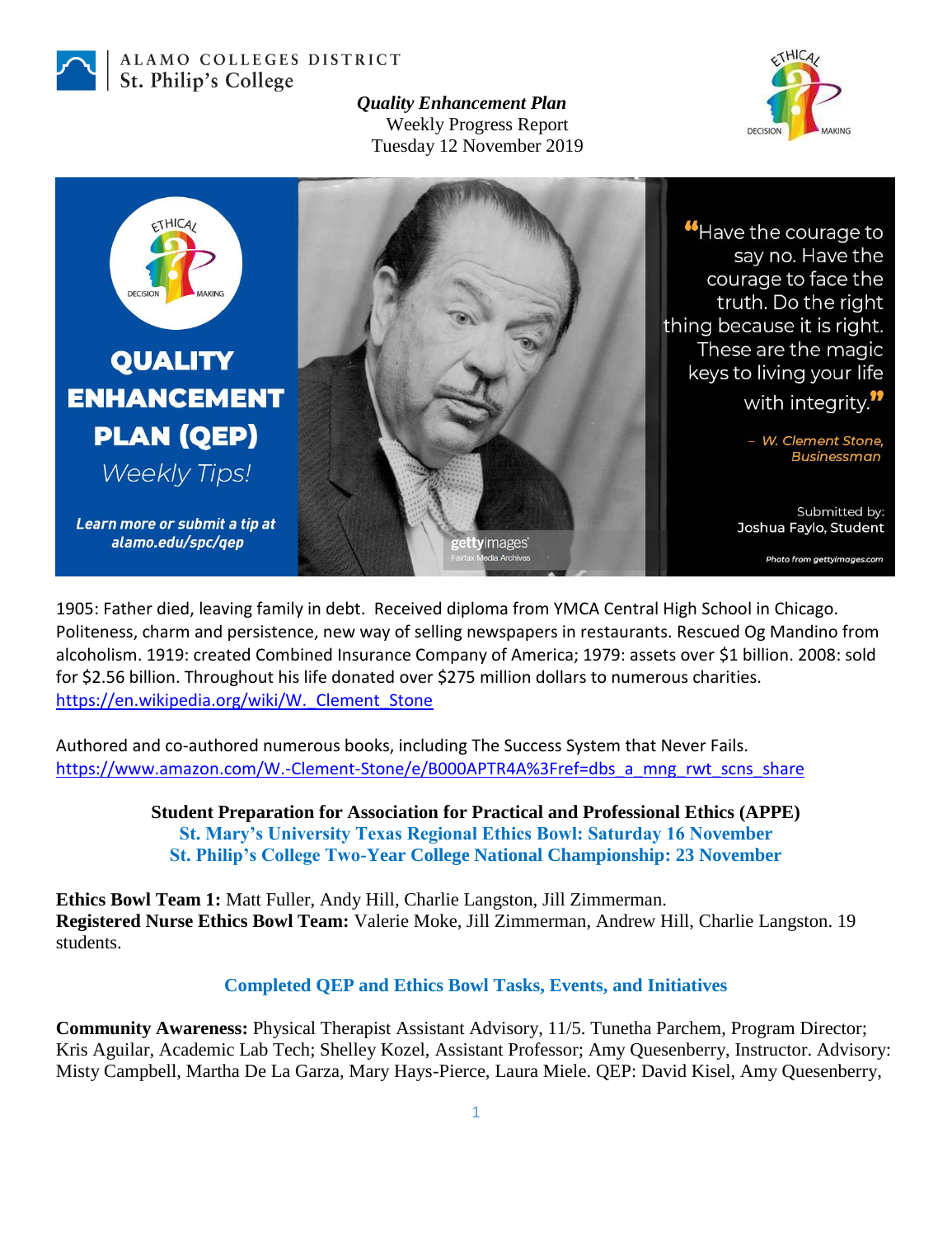ALAMO COLLEGES DISTRICT
St. Philip's College

***Quality Enhancement Plan***
Weekly Progress Report
Tuesday 12 November 2019

**QUALITY ENHANCEMENT PLAN (QEP)**
*Weekly Tips!*

***Learn more or submit a tip at alamo.edu/spc/qep***

"Have the courage to say no. Have the courage to face the truth. Do the right thing because it is right. These are the magic keys to living your life with integrity."

*– W. Clement Stone, Businessman*

Submitted by:
Joshua Faylo, Student

*Photo from gettyimages.com*

1905: Father died, leaving family in debt. Received diploma from YMCA Central High School in Chicago. Politeness, charm and persistence, new way of selling newspapers in restaurants. Rescued Og Mandino from alcoholism. 1919: created Combined Insurance Company of America; 1979: assets over $1 billion. 2008: sold for $2.56 billion. Throughout his life donated over $275 million dollars to numerous charities.
https://en.wikipedia.org/wiki/W._Clement_Stone

Authored and co-authored numerous books, including The Success System that Never Fails.
https://www.amazon.com/W.-Clement-Stone/e/B000APTR4A%3Fref=dbs_a_mng_rwt_scns_share

**Student Preparation for Association for Practical and Professional Ethics (APPE)**
**St. Mary's University Texas Regional Ethics Bowl: Saturday 16 November**
**St. Philip's College Two-Year College National Championship: 23 November**

**Ethics Bowl Team 1:** Matt Fuller, Andy Hill, Charlie Langston, Jill Zimmerman.
**Registered Nurse Ethics Bowl Team:** Valerie Moke, Jill Zimmerman, Andrew Hill, Charlie Langston. 19 students.

## Completed QEP and Ethics Bowl Tasks, Events, and Initiatives

**Community Awareness:** Physical Therapist Assistant Advisory, 11/5. Tunetha Parchem, Program Director; Kris Aguilar, Academic Lab Tech; Shelley Kozel, Assistant Professor; Amy Quesenberry, Instructor. Advisory: Misty Campbell, Martha De La Garza, Mary Hays-Pierce, Laura Miele. QEP: David Kisel, Amy Quesenberry,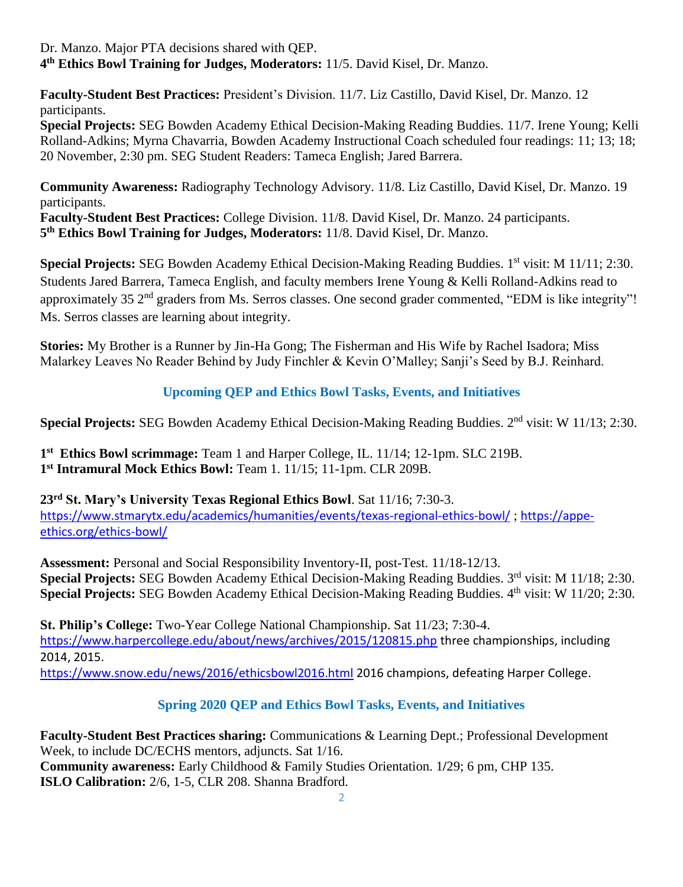Dr. Manzo. Major PTA decisions shared with QEP.
**4th Ethics Bowl Training for Judges, Moderators:** 11/5. David Kisel, Dr. Manzo.

**Faculty-Student Best Practices:** President's Division. 11/7. Liz Castillo, David Kisel, Dr. Manzo. 12 participants.
**Special Projects:** SEG Bowden Academy Ethical Decision-Making Reading Buddies. 11/7. Irene Young; Kelli Rolland-Adkins; Myrna Chavarria, Bowden Academy Instructional Coach scheduled four readings: 11; 13; 18; 20 November, 2:30 pm. SEG Student Readers: Tameca English; Jared Barrera.

**Community Awareness:** Radiography Technology Advisory. 11/8. Liz Castillo, David Kisel, Dr. Manzo. 19 participants.
**Faculty-Student Best Practices:** College Division. 11/8. David Kisel, Dr. Manzo. 24 participants.
**5th Ethics Bowl Training for Judges, Moderators:** 11/8. David Kisel, Dr. Manzo.

**Special Projects:** SEG Bowden Academy Ethical Decision-Making Reading Buddies. 1st visit: M 11/11; 2:30. Students Jared Barrera, Tameca English, and faculty members Irene Young & Kelli Rolland-Adkins read to approximately 35 2nd graders from Ms. Serros classes. One second grader commented, "EDM is like integrity"! Ms. Serros classes are learning about integrity.

**Stories:** My Brother is a Runner by Jin-Ha Gong; The Fisherman and His Wife by Rachel Isadora; Miss Malarkey Leaves No Reader Behind by Judy Finchler & Kevin O'Malley; Sanji's Seed by B.J. Reinhard.

## Upcoming QEP and Ethics Bowl Tasks, Events, and Initiatives

**Special Projects:** SEG Bowden Academy Ethical Decision-Making Reading Buddies. 2nd visit: W 11/13; 2:30.

**1st Ethics Bowl scrimmage:** Team 1 and Harper College, IL. 11/14; 12-1pm. SLC 219B.
**1st Intramural Mock Ethics Bowl:** Team 1. 11/15; 11-1pm. CLR 209B.

**23rd St. Mary's University Texas Regional Ethics Bowl**. Sat 11/16; 7:30-3.
https://www.stmarytx.edu/academics/humanities/events/texas-regional-ethics-bowl/ ; https://appe-ethics.org/ethics-bowl/

**Assessment:** Personal and Social Responsibility Inventory-II, post-Test. 11/18-12/13.
**Special Projects:** SEG Bowden Academy Ethical Decision-Making Reading Buddies. 3rd visit: M 11/18; 2:30.
**Special Projects:** SEG Bowden Academy Ethical Decision-Making Reading Buddies. 4th visit: W 11/20; 2:30.

**St. Philip's College:** Two-Year College National Championship. Sat 11/23; 7:30-4.
https://www.harpercollege.edu/about/news/archives/2015/120815.php three championships, including 2014, 2015.
https://www.snow.edu/news/2016/ethicsbowl2016.html 2016 champions, defeating Harper College.

## Spring 2020 QEP and Ethics Bowl Tasks, Events, and Initiatives

**Faculty-Student Best Practices sharing:** Communications & Learning Dept.; Professional Development Week, to include DC/ECHS mentors, adjuncts. Sat 1/16.
**Community awareness:** Early Childhood & Family Studies Orientation. 1/29; 6 pm, CHP 135.
**ISLO Calibration:** 2/6, 1-5, CLR 208. Shanna Bradford.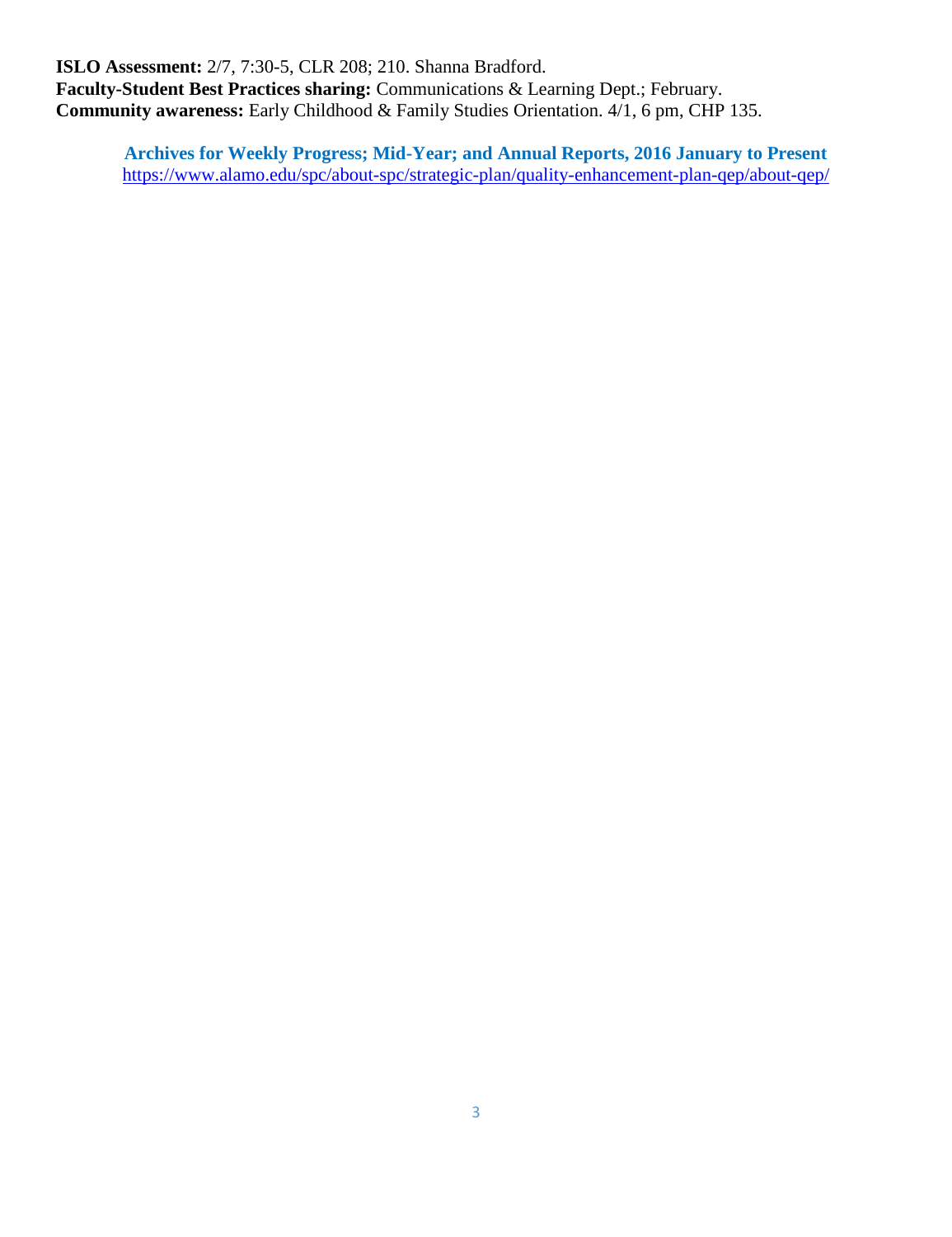**ISLO Assessment:** 2/7, 7:30-5, CLR 208; 210. Shanna Bradford.
**Faculty-Student Best Practices sharing:** Communications & Learning Dept.; February.
**Community awareness:** Early Childhood & Family Studies Orientation. 4/1, 6 pm, CHP 135.

**Archives for Weekly Progress; Mid-Year; and Annual Reports, 2016 January to Present**
https://www.alamo.edu/spc/about-spc/strategic-plan/quality-enhancement-plan-qep/about-qep/